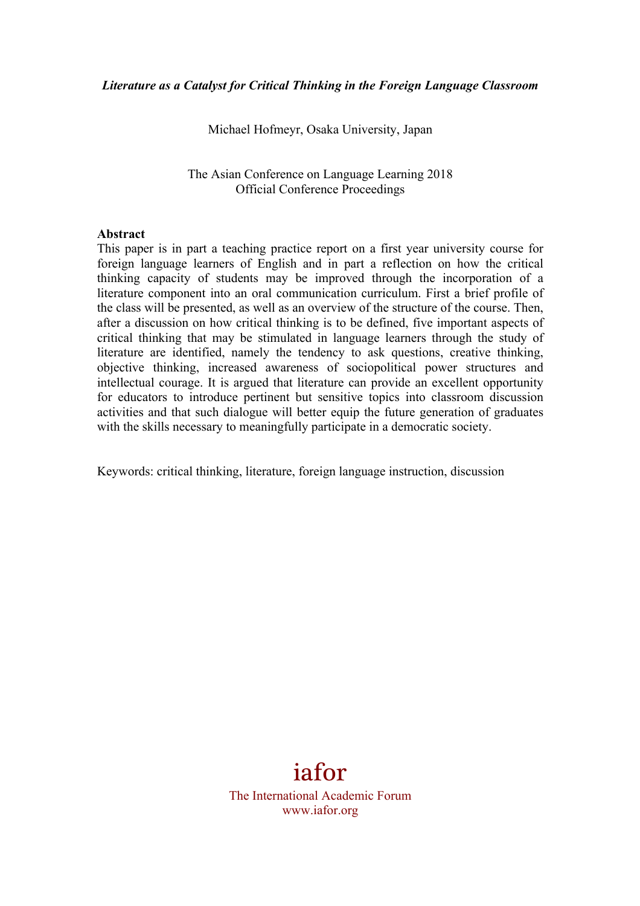***Literature as a Catalyst for Critical Thinking in the Foreign Language Classroom***

Michael Hofmeyr, Osaka University, Japan

The Asian Conference on Language Learning 2018
Official Conference Proceedings

**Abstract**

This paper is in part a teaching practice report on a first year university course for foreign language learners of English and in part a reflection on how the critical thinking capacity of students may be improved through the incorporation of a literature component into an oral communication curriculum. First a brief profile of the class will be presented, as well as an overview of the structure of the course. Then, after a discussion on how critical thinking is to be defined, five important aspects of critical thinking that may be stimulated in language learners through the study of literature are identified, namely the tendency to ask questions, creative thinking, objective thinking, increased awareness of sociopolitical power structures and intellectual courage. It is argued that literature can provide an excellent opportunity for educators to introduce pertinent but sensitive topics into classroom discussion activities and that such dialogue will better equip the future generation of graduates with the skills necessary to meaningfully participate in a democratic society.

Keywords: critical thinking, literature, foreign language instruction, discussion

iafor

The International Academic Forum
www.iafor.org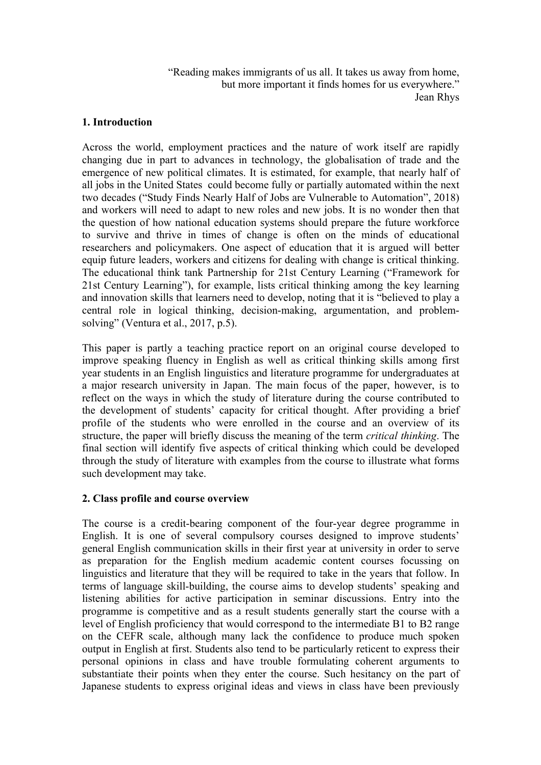> “Reading makes immigrants of us all. It takes us away from home, but more important it finds homes for us everywhere.”
> Jean Rhys

## 1. Introduction

Across the world, employment practices and the nature of work itself are rapidly changing due in part to advances in technology, the globalisation of trade and the emergence of new political climates. It is estimated, for example, that nearly half of all jobs in the United States could become fully or partially automated within the next two decades (“Study Finds Nearly Half of Jobs are Vulnerable to Automation”, 2018) and workers will need to adapt to new roles and new jobs. It is no wonder then that the question of how national education systems should prepare the future workforce to survive and thrive in times of change is often on the minds of educational researchers and policymakers. One aspect of education that it is argued will better equip future leaders, workers and citizens for dealing with change is critical thinking. The educational think tank Partnership for 21st Century Learning (“Framework for 21st Century Learning”), for example, lists critical thinking among the key learning and innovation skills that learners need to develop, noting that it is “believed to play a central role in logical thinking, decision-making, argumentation, and problem-solving” (Ventura et al., 2017, p.5).

This paper is partly a teaching practice report on an original course developed to improve speaking fluency in English as well as critical thinking skills among first year students in an English linguistics and literature programme for undergraduates at a major research university in Japan. The main focus of the paper, however, is to reflect on the ways in which the study of literature during the course contributed to the development of students’ capacity for critical thought. After providing a brief profile of the students who were enrolled in the course and an overview of its structure, the paper will briefly discuss the meaning of the term *critical thinking*. The final section will identify five aspects of critical thinking which could be developed through the study of literature with examples from the course to illustrate what forms such development may take.

## 2. Class profile and course overview

The course is a credit-bearing component of the four-year degree programme in English. It is one of several compulsory courses designed to improve students’ general English communication skills in their first year at university in order to serve as preparation for the English medium academic content courses focussing on linguistics and literature that they will be required to take in the years that follow. In terms of language skill-building, the course aims to develop students’ speaking and listening abilities for active participation in seminar discussions. Entry into the programme is competitive and as a result students generally start the course with a level of English proficiency that would correspond to the intermediate B1 to B2 range on the CEFR scale, although many lack the confidence to produce much spoken output in English at first. Students also tend to be particularly reticent to express their personal opinions in class and have trouble formulating coherent arguments to substantiate their points when they enter the course. Such hesitancy on the part of Japanese students to express original ideas and views in class have been previously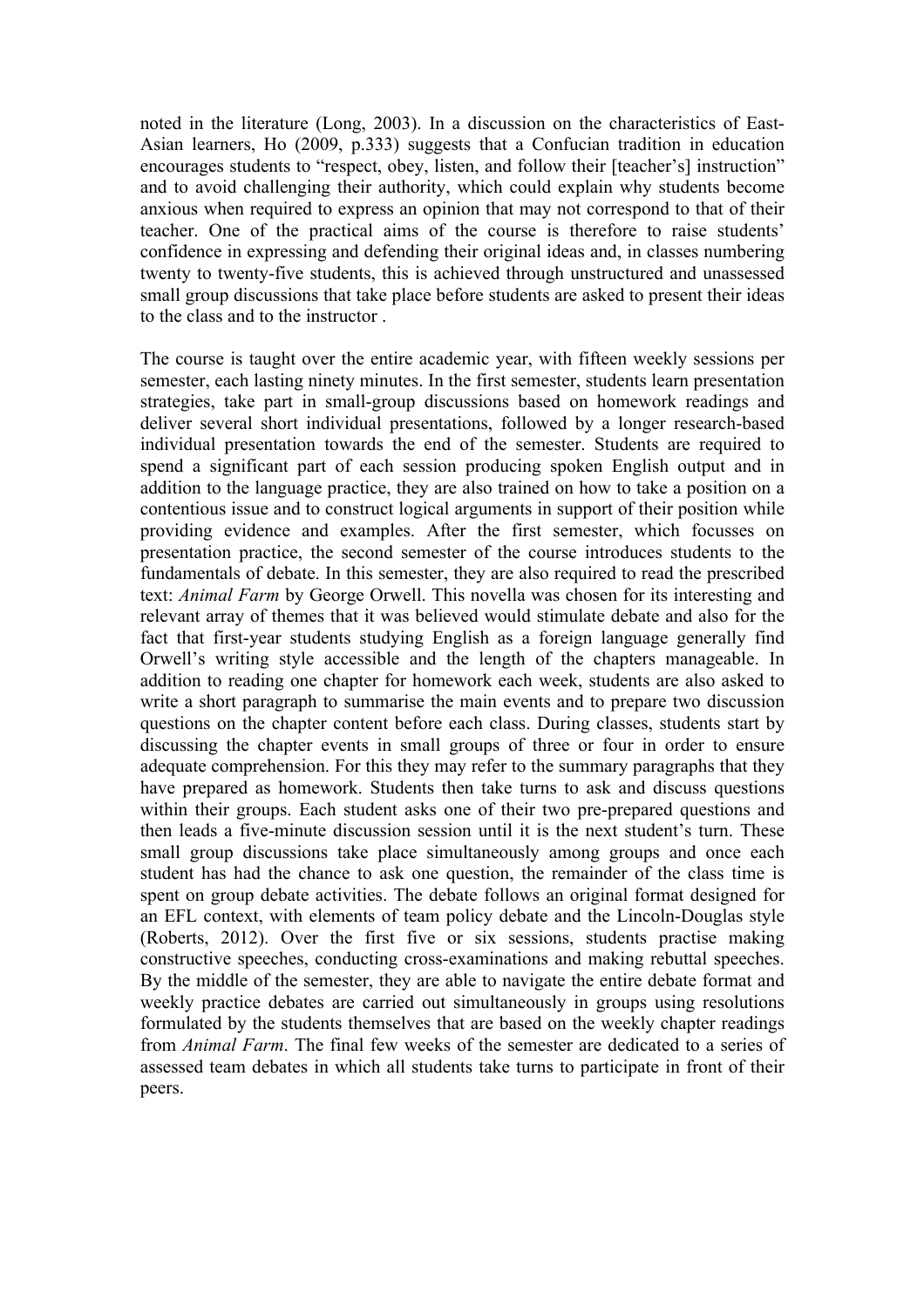noted in the literature (Long, 2003). In a discussion on the characteristics of East-Asian learners, Ho (2009, p.333) suggests that a Confucian tradition in education encourages students to "respect, obey, listen, and follow their [teacher's] instruction" and to avoid challenging their authority, which could explain why students become anxious when required to express an opinion that may not correspond to that of their teacher. One of the practical aims of the course is therefore to raise students' confidence in expressing and defending their original ideas and, in classes numbering twenty to twenty-five students, this is achieved through unstructured and unassessed small group discussions that take place before students are asked to present their ideas to the class and to the instructor .

The course is taught over the entire academic year, with fifteen weekly sessions per semester, each lasting ninety minutes. In the first semester, students learn presentation strategies, take part in small-group discussions based on homework readings and deliver several short individual presentations, followed by a longer research-based individual presentation towards the end of the semester. Students are required to spend a significant part of each session producing spoken English output and in addition to the language practice, they are also trained on how to take a position on a contentious issue and to construct logical arguments in support of their position while providing evidence and examples. After the first semester, which focusses on presentation practice, the second semester of the course introduces students to the fundamentals of debate. In this semester, they are also required to read the prescribed text: *Animal Farm* by George Orwell. This novella was chosen for its interesting and relevant array of themes that it was believed would stimulate debate and also for the fact that first-year students studying English as a foreign language generally find Orwell's writing style accessible and the length of the chapters manageable. In addition to reading one chapter for homework each week, students are also asked to write a short paragraph to summarise the main events and to prepare two discussion questions on the chapter content before each class. During classes, students start by discussing the chapter events in small groups of three or four in order to ensure adequate comprehension. For this they may refer to the summary paragraphs that they have prepared as homework. Students then take turns to ask and discuss questions within their groups. Each student asks one of their two pre-prepared questions and then leads a five-minute discussion session until it is the next student's turn. These small group discussions take place simultaneously among groups and once each student has had the chance to ask one question, the remainder of the class time is spent on group debate activities. The debate follows an original format designed for an EFL context, with elements of team policy debate and the Lincoln-Douglas style (Roberts, 2012). Over the first five or six sessions, students practise making constructive speeches, conducting cross-examinations and making rebuttal speeches. By the middle of the semester, they are able to navigate the entire debate format and weekly practice debates are carried out simultaneously in groups using resolutions formulated by the students themselves that are based on the weekly chapter readings from *Animal Farm*. The final few weeks of the semester are dedicated to a series of assessed team debates in which all students take turns to participate in front of their peers.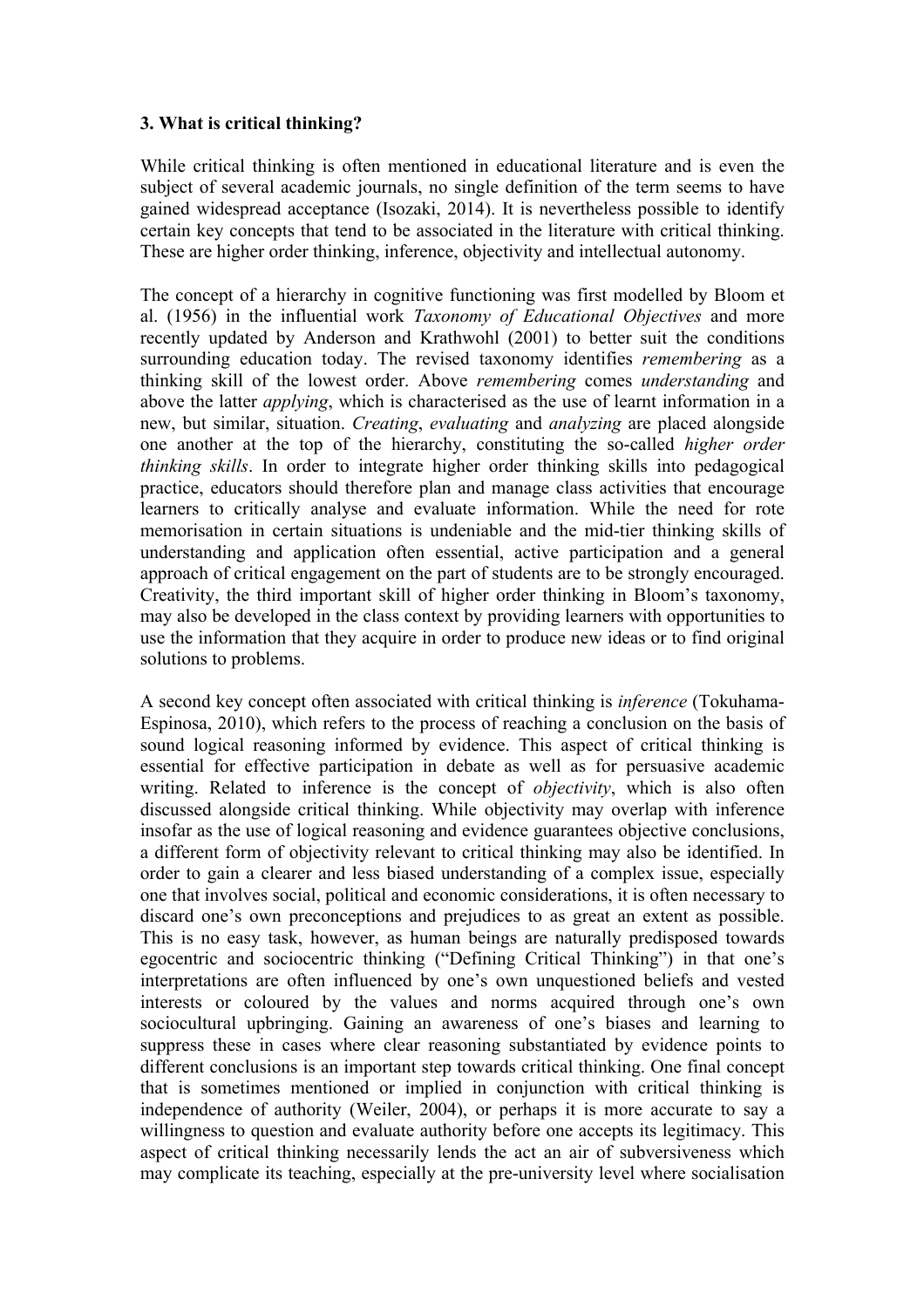### 3. What is critical thinking?

While critical thinking is often mentioned in educational literature and is even the subject of several academic journals, no single definition of the term seems to have gained widespread acceptance (Isozaki, 2014). It is nevertheless possible to identify certain key concepts that tend to be associated in the literature with critical thinking. These are higher order thinking, inference, objectivity and intellectual autonomy.

The concept of a hierarchy in cognitive functioning was first modelled by Bloom et al. (1956) in the influential work *Taxonomy of Educational Objectives* and more recently updated by Anderson and Krathwohl (2001) to better suit the conditions surrounding education today. The revised taxonomy identifies *remembering* as a thinking skill of the lowest order. Above *remembering* comes *understanding* and above the latter *applying*, which is characterised as the use of learnt information in a new, but similar, situation. *Creating*, *evaluating* and *analyzing* are placed alongside one another at the top of the hierarchy, constituting the so-called *higher order thinking skills*. In order to integrate higher order thinking skills into pedagogical practice, educators should therefore plan and manage class activities that encourage learners to critically analyse and evaluate information. While the need for rote memorisation in certain situations is undeniable and the mid-tier thinking skills of understanding and application often essential, active participation and a general approach of critical engagement on the part of students are to be strongly encouraged. Creativity, the third important skill of higher order thinking in Bloom's taxonomy, may also be developed in the class context by providing learners with opportunities to use the information that they acquire in order to produce new ideas or to find original solutions to problems.

A second key concept often associated with critical thinking is *inference* (Tokuhama-Espinosa, 2010), which refers to the process of reaching a conclusion on the basis of sound logical reasoning informed by evidence. This aspect of critical thinking is essential for effective participation in debate as well as for persuasive academic writing. Related to inference is the concept of *objectivity*, which is also often discussed alongside critical thinking. While objectivity may overlap with inference insofar as the use of logical reasoning and evidence guarantees objective conclusions, a different form of objectivity relevant to critical thinking may also be identified. In order to gain a clearer and less biased understanding of a complex issue, especially one that involves social, political and economic considerations, it is often necessary to discard one's own preconceptions and prejudices to as great an extent as possible. This is no easy task, however, as human beings are naturally predisposed towards egocentric and sociocentric thinking ("Defining Critical Thinking") in that one's interpretations are often influenced by one's own unquestioned beliefs and vested interests or coloured by the values and norms acquired through one's own sociocultural upbringing. Gaining an awareness of one's biases and learning to suppress these in cases where clear reasoning substantiated by evidence points to different conclusions is an important step towards critical thinking. One final concept that is sometimes mentioned or implied in conjunction with critical thinking is independence of authority (Weiler, 2004), or perhaps it is more accurate to say a willingness to question and evaluate authority before one accepts its legitimacy. This aspect of critical thinking necessarily lends the act an air of subversiveness which may complicate its teaching, especially at the pre-university level where socialisation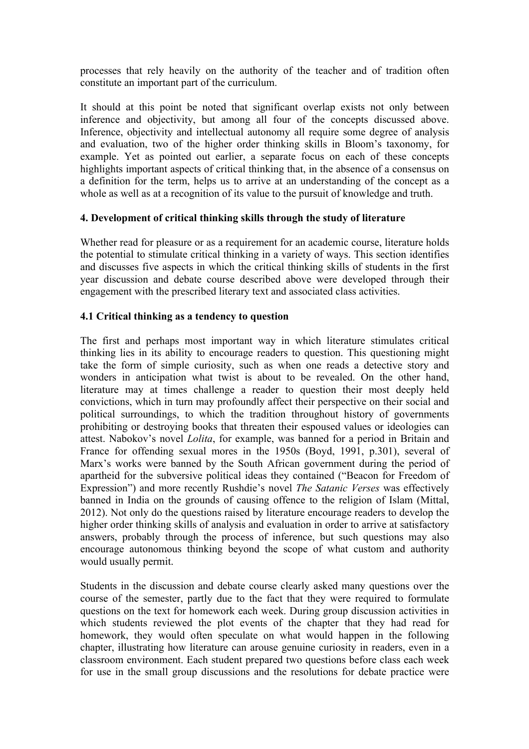processes that rely heavily on the authority of the teacher and of tradition often constitute an important part of the curriculum.

It should at this point be noted that significant overlap exists not only between inference and objectivity, but among all four of the concepts discussed above. Inference, objectivity and intellectual autonomy all require some degree of analysis and evaluation, two of the higher order thinking skills in Bloom's taxonomy, for example. Yet as pointed out earlier, a separate focus on each of these concepts highlights important aspects of critical thinking that, in the absence of a consensus on a definition for the term, helps us to arrive at an understanding of the concept as a whole as well as at a recognition of its value to the pursuit of knowledge and truth.

### 4. Development of critical thinking skills through the study of literature

Whether read for pleasure or as a requirement for an academic course, literature holds the potential to stimulate critical thinking in a variety of ways. This section identifies and discusses five aspects in which the critical thinking skills of students in the first year discussion and debate course described above were developed through their engagement with the prescribed literary text and associated class activities.

#### 4.1 Critical thinking as a tendency to question

The first and perhaps most important way in which literature stimulates critical thinking lies in its ability to encourage readers to question. This questioning might take the form of simple curiosity, such as when one reads a detective story and wonders in anticipation what twist is about to be revealed. On the other hand, literature may at times challenge a reader to question their most deeply held convictions, which in turn may profoundly affect their perspective on their social and political surroundings, to which the tradition throughout history of governments prohibiting or destroying books that threaten their espoused values or ideologies can attest. Nabokov's novel *Lolita*, for example, was banned for a period in Britain and France for offending sexual mores in the 1950s (Boyd, 1991, p.301), several of Marx's works were banned by the South African government during the period of apartheid for the subversive political ideas they contained ("Beacon for Freedom of Expression") and more recently Rushdie's novel *The Satanic Verses* was effectively banned in India on the grounds of causing offence to the religion of Islam (Mittal, 2012). Not only do the questions raised by literature encourage readers to develop the higher order thinking skills of analysis and evaluation in order to arrive at satisfactory answers, probably through the process of inference, but such questions may also encourage autonomous thinking beyond the scope of what custom and authority would usually permit.

Students in the discussion and debate course clearly asked many questions over the course of the semester, partly due to the fact that they were required to formulate questions on the text for homework each week. During group discussion activities in which students reviewed the plot events of the chapter that they had read for homework, they would often speculate on what would happen in the following chapter, illustrating how literature can arouse genuine curiosity in readers, even in a classroom environment. Each student prepared two questions before class each week for use in the small group discussions and the resolutions for debate practice were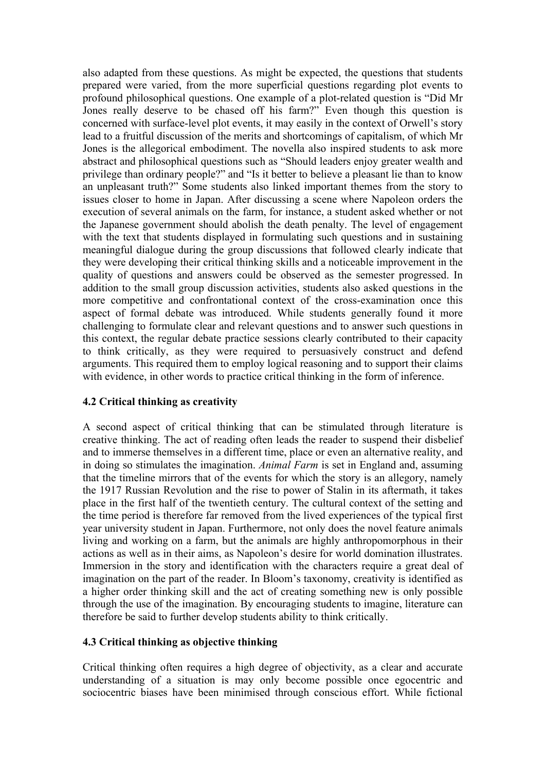also adapted from these questions. As might be expected, the questions that students prepared were varied, from the more superficial questions regarding plot events to profound philosophical questions. One example of a plot-related question is "Did Mr Jones really deserve to be chased off his farm?" Even though this question is concerned with surface-level plot events, it may easily in the context of Orwell's story lead to a fruitful discussion of the merits and shortcomings of capitalism, of which Mr Jones is the allegorical embodiment. The novella also inspired students to ask more abstract and philosophical questions such as "Should leaders enjoy greater wealth and privilege than ordinary people?" and "Is it better to believe a pleasant lie than to know an unpleasant truth?" Some students also linked important themes from the story to issues closer to home in Japan. After discussing a scene where Napoleon orders the execution of several animals on the farm, for instance, a student asked whether or not the Japanese government should abolish the death penalty. The level of engagement with the text that students displayed in formulating such questions and in sustaining meaningful dialogue during the group discussions that followed clearly indicate that they were developing their critical thinking skills and a noticeable improvement in the quality of questions and answers could be observed as the semester progressed. In addition to the small group discussion activities, students also asked questions in the more competitive and confrontational context of the cross-examination once this aspect of formal debate was introduced. While students generally found it more challenging to formulate clear and relevant questions and to answer such questions in this context, the regular debate practice sessions clearly contributed to their capacity to think critically, as they were required to persuasively construct and defend arguments. This required them to employ logical reasoning and to support their claims with evidence, in other words to practice critical thinking in the form of inference.

### 4.2 Critical thinking as creativity

A second aspect of critical thinking that can be stimulated through literature is creative thinking. The act of reading often leads the reader to suspend their disbelief and to immerse themselves in a different time, place or even an alternative reality, and in doing so stimulates the imagination. *Animal Farm* is set in England and, assuming that the timeline mirrors that of the events for which the story is an allegory, namely the 1917 Russian Revolution and the rise to power of Stalin in its aftermath, it takes place in the first half of the twentieth century. The cultural context of the setting and the time period is therefore far removed from the lived experiences of the typical first year university student in Japan. Furthermore, not only does the novel feature animals living and working on a farm, but the animals are highly anthropomorphous in their actions as well as in their aims, as Napoleon's desire for world domination illustrates. Immersion in the story and identification with the characters require a great deal of imagination on the part of the reader. In Bloom's taxonomy, creativity is identified as a higher order thinking skill and the act of creating something new is only possible through the use of the imagination. By encouraging students to imagine, literature can therefore be said to further develop students ability to think critically.

### 4.3 Critical thinking as objective thinking

Critical thinking often requires a high degree of objectivity, as a clear and accurate understanding of a situation is may only become possible once egocentric and sociocentric biases have been minimised through conscious effort. While fictional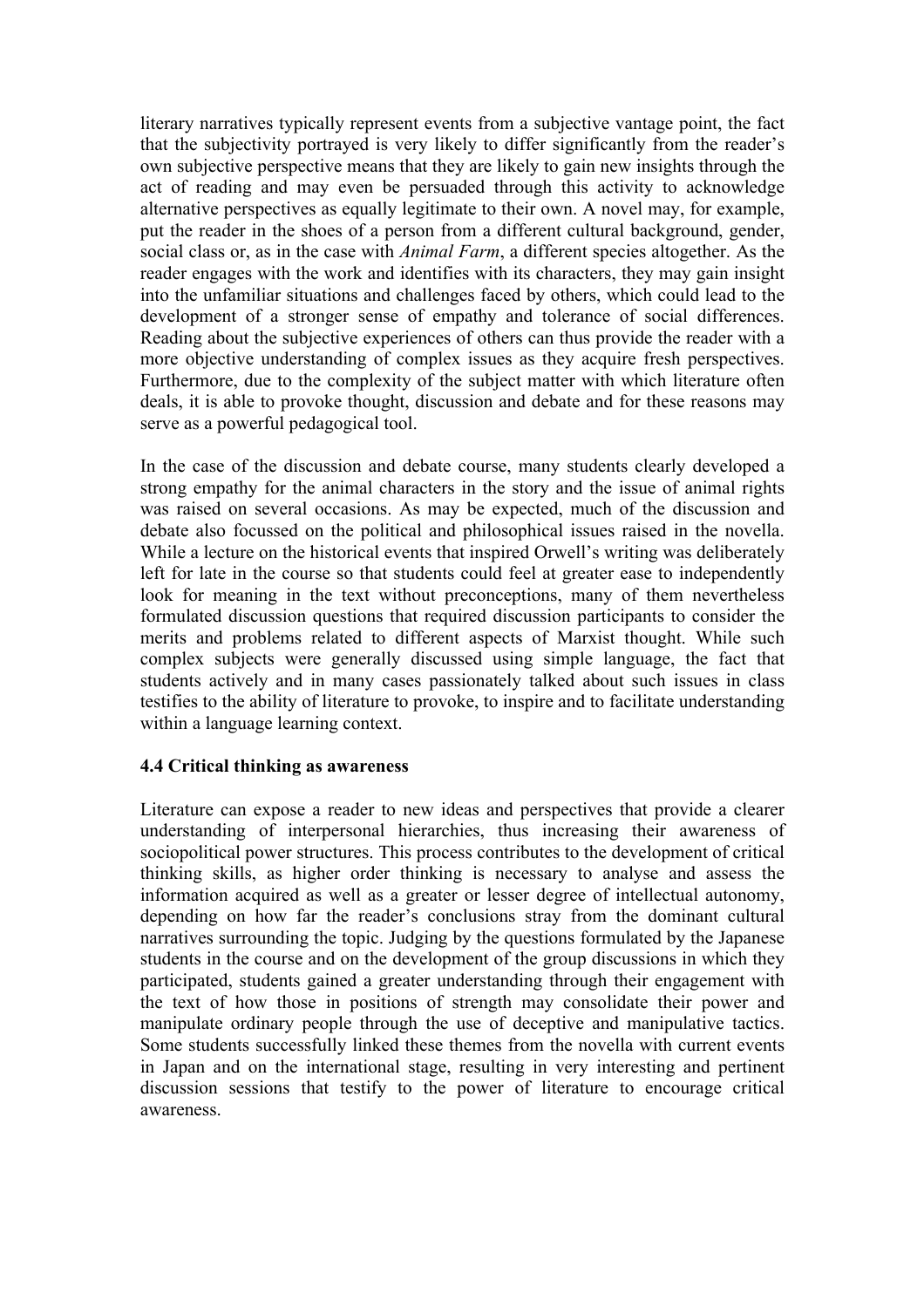literary narratives typically represent events from a subjective vantage point, the fact that the subjectivity portrayed is very likely to differ significantly from the reader's own subjective perspective means that they are likely to gain new insights through the act of reading and may even be persuaded through this activity to acknowledge alternative perspectives as equally legitimate to their own. A novel may, for example, put the reader in the shoes of a person from a different cultural background, gender, social class or, as in the case with *Animal Farm*, a different species altogether. As the reader engages with the work and identifies with its characters, they may gain insight into the unfamiliar situations and challenges faced by others, which could lead to the development of a stronger sense of empathy and tolerance of social differences. Reading about the subjective experiences of others can thus provide the reader with a more objective understanding of complex issues as they acquire fresh perspectives. Furthermore, due to the complexity of the subject matter with which literature often deals, it is able to provoke thought, discussion and debate and for these reasons may serve as a powerful pedagogical tool.

In the case of the discussion and debate course, many students clearly developed a strong empathy for the animal characters in the story and the issue of animal rights was raised on several occasions. As may be expected, much of the discussion and debate also focussed on the political and philosophical issues raised in the novella. While a lecture on the historical events that inspired Orwell's writing was deliberately left for late in the course so that students could feel at greater ease to independently look for meaning in the text without preconceptions, many of them nevertheless formulated discussion questions that required discussion participants to consider the merits and problems related to different aspects of Marxist thought. While such complex subjects were generally discussed using simple language, the fact that students actively and in many cases passionately talked about such issues in class testifies to the ability of literature to provoke, to inspire and to facilitate understanding within a language learning context.

### 4.4 Critical thinking as awareness

Literature can expose a reader to new ideas and perspectives that provide a clearer understanding of interpersonal hierarchies, thus increasing their awareness of sociopolitical power structures. This process contributes to the development of critical thinking skills, as higher order thinking is necessary to analyse and assess the information acquired as well as a greater or lesser degree of intellectual autonomy, depending on how far the reader's conclusions stray from the dominant cultural narratives surrounding the topic. Judging by the questions formulated by the Japanese students in the course and on the development of the group discussions in which they participated, students gained a greater understanding through their engagement with the text of how those in positions of strength may consolidate their power and manipulate ordinary people through the use of deceptive and manipulative tactics. Some students successfully linked these themes from the novella with current events in Japan and on the international stage, resulting in very interesting and pertinent discussion sessions that testify to the power of literature to encourage critical awareness.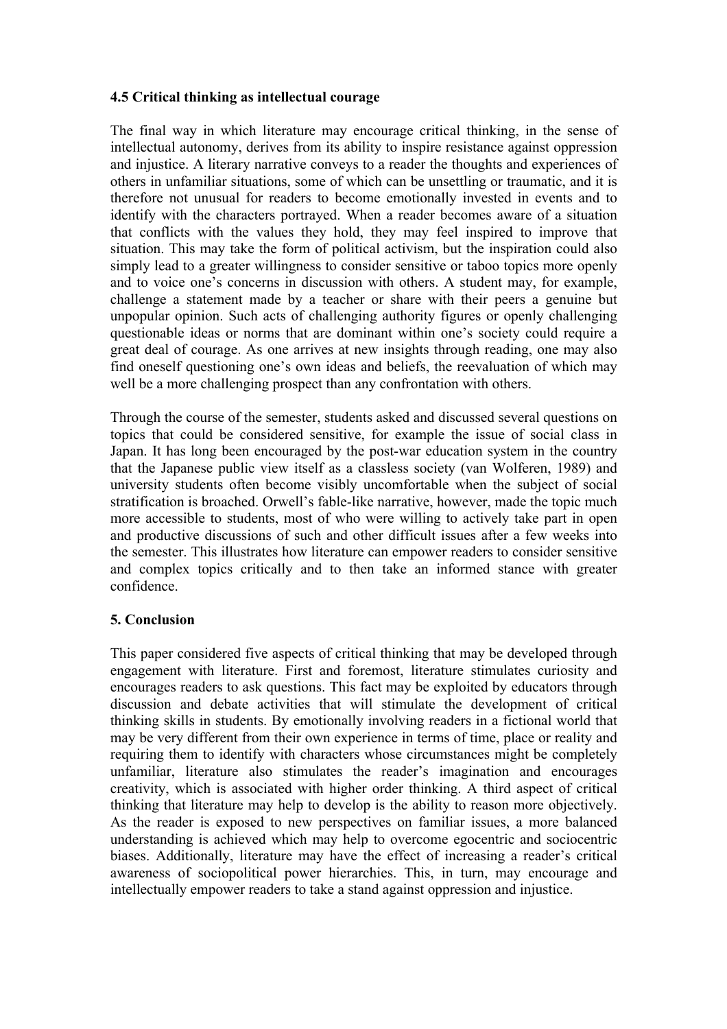### 4.5 Critical thinking as intellectual courage

The final way in which literature may encourage critical thinking, in the sense of intellectual autonomy, derives from its ability to inspire resistance against oppression and injustice. A literary narrative conveys to a reader the thoughts and experiences of others in unfamiliar situations, some of which can be unsettling or traumatic, and it is therefore not unusual for readers to become emotionally invested in events and to identify with the characters portrayed. When a reader becomes aware of a situation that conflicts with the values they hold, they may feel inspired to improve that situation. This may take the form of political activism, but the inspiration could also simply lead to a greater willingness to consider sensitive or taboo topics more openly and to voice one's concerns in discussion with others. A student may, for example, challenge a statement made by a teacher or share with their peers a genuine but unpopular opinion. Such acts of challenging authority figures or openly challenging questionable ideas or norms that are dominant within one's society could require a great deal of courage. As one arrives at new insights through reading, one may also find oneself questioning one's own ideas and beliefs, the reevaluation of which may well be a more challenging prospect than any confrontation with others.

Through the course of the semester, students asked and discussed several questions on topics that could be considered sensitive, for example the issue of social class in Japan. It has long been encouraged by the post-war education system in the country that the Japanese public view itself as a classless society (van Wolferen, 1989) and university students often become visibly uncomfortable when the subject of social stratification is broached. Orwell's fable-like narrative, however, made the topic much more accessible to students, most of who were willing to actively take part in open and productive discussions of such and other difficult issues after a few weeks into the semester. This illustrates how literature can empower readers to consider sensitive and complex topics critically and to then take an informed stance with greater confidence.

## 5. Conclusion

This paper considered five aspects of critical thinking that may be developed through engagement with literature. First and foremost, literature stimulates curiosity and encourages readers to ask questions. This fact may be exploited by educators through discussion and debate activities that will stimulate the development of critical thinking skills in students. By emotionally involving readers in a fictional world that may be very different from their own experience in terms of time, place or reality and requiring them to identify with characters whose circumstances might be completely unfamiliar, literature also stimulates the reader's imagination and encourages creativity, which is associated with higher order thinking. A third aspect of critical thinking that literature may help to develop is the ability to reason more objectively. As the reader is exposed to new perspectives on familiar issues, a more balanced understanding is achieved which may help to overcome egocentric and sociocentric biases. Additionally, literature may have the effect of increasing a reader's critical awareness of sociopolitical power hierarchies. This, in turn, may encourage and intellectually empower readers to take a stand against oppression and injustice.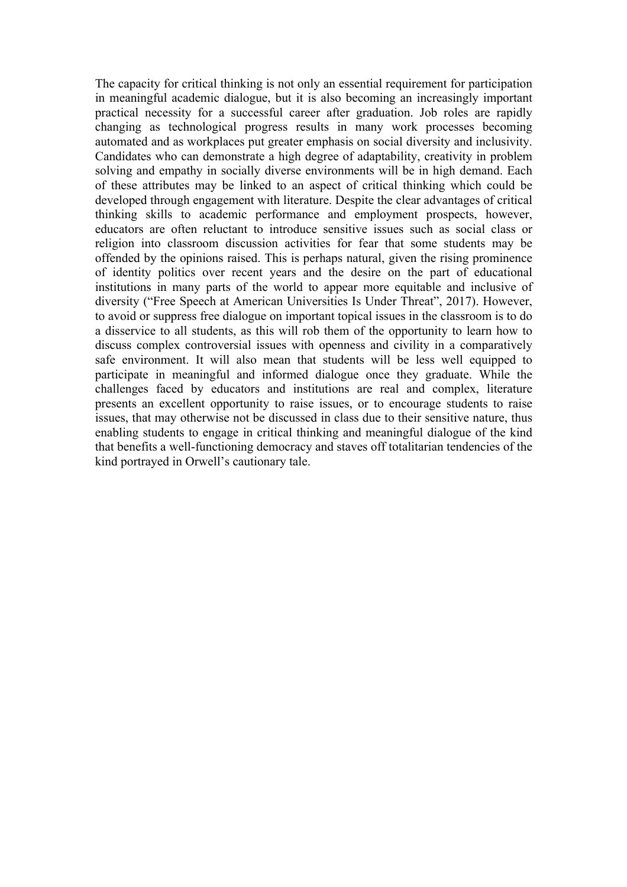The capacity for critical thinking is not only an essential requirement for participation in meaningful academic dialogue, but it is also becoming an increasingly important practical necessity for a successful career after graduation. Job roles are rapidly changing as technological progress results in many work processes becoming automated and as workplaces put greater emphasis on social diversity and inclusivity. Candidates who can demonstrate a high degree of adaptability, creativity in problem solving and empathy in socially diverse environments will be in high demand. Each of these attributes may be linked to an aspect of critical thinking which could be developed through engagement with literature. Despite the clear advantages of critical thinking skills to academic performance and employment prospects, however, educators are often reluctant to introduce sensitive issues such as social class or religion into classroom discussion activities for fear that some students may be offended by the opinions raised. This is perhaps natural, given the rising prominence of identity politics over recent years and the desire on the part of educational institutions in many parts of the world to appear more equitable and inclusive of diversity ("Free Speech at American Universities Is Under Threat", 2017). However, to avoid or suppress free dialogue on important topical issues in the classroom is to do a disservice to all students, as this will rob them of the opportunity to learn how to discuss complex controversial issues with openness and civility in a comparatively safe environment. It will also mean that students will be less well equipped to participate in meaningful and informed dialogue once they graduate. While the challenges faced by educators and institutions are real and complex, literature presents an excellent opportunity to raise issues, or to encourage students to raise issues, that may otherwise not be discussed in class due to their sensitive nature, thus enabling students to engage in critical thinking and meaningful dialogue of the kind that benefits a well-functioning democracy and staves off totalitarian tendencies of the kind portrayed in Orwell's cautionary tale.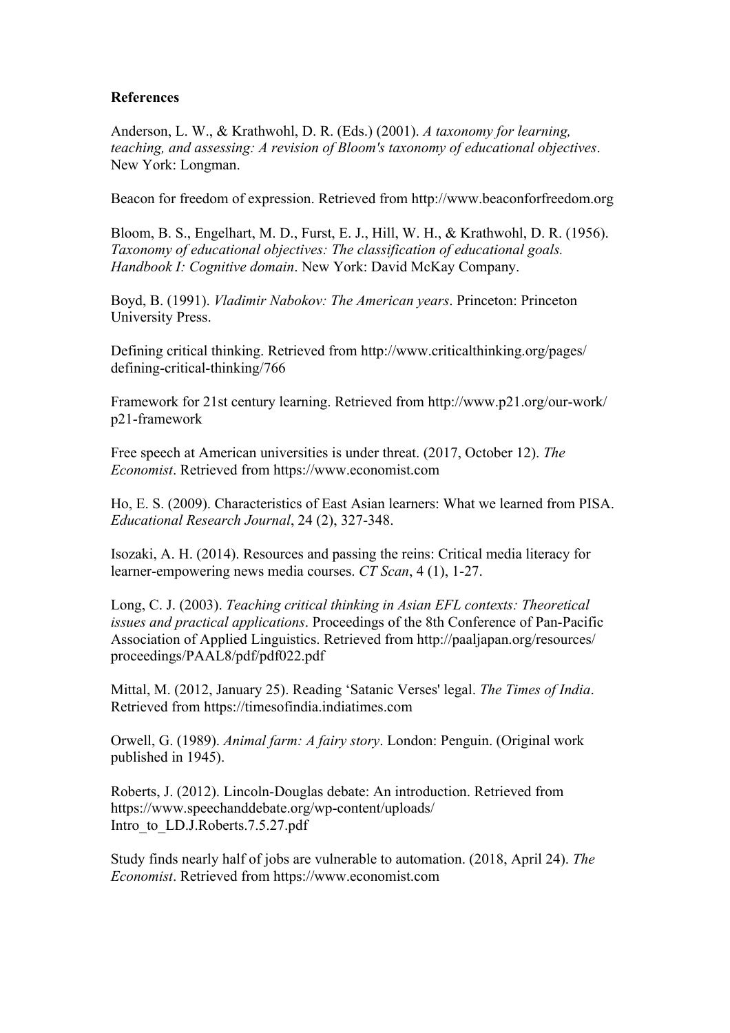**References**

Anderson, L. W., & Krathwohl, D. R. (Eds.) (2001). *A taxonomy for learning, teaching, and assessing: A revision of Bloom's taxonomy of educational objectives*. New York: Longman.

Beacon for freedom of expression. Retrieved from http://www.beaconforfreedom.org

Bloom, B. S., Engelhart, M. D., Furst, E. J., Hill, W. H., & Krathwohl, D. R. (1956). *Taxonomy of educational objectives: The classification of educational goals. Handbook I: Cognitive domain*. New York: David McKay Company.

Boyd, B. (1991). *Vladimir Nabokov: The American years*. Princeton: Princeton University Press.

Defining critical thinking. Retrieved from http://www.criticalthinking.org/pages/defining-critical-thinking/766

Framework for 21st century learning. Retrieved from http://www.p21.org/our-work/p21-framework

Free speech at American universities is under threat. (2017, October 12). *The Economist*. Retrieved from https://www.economist.com

Ho, E. S. (2009). Characteristics of East Asian learners: What we learned from PISA. *Educational Research Journal*, 24 (2), 327-348.

Isozaki, A. H. (2014). Resources and passing the reins: Critical media literacy for learner-empowering news media courses. *CT Scan*, 4 (1), 1-27.

Long, C. J. (2003). *Teaching critical thinking in Asian EFL contexts: Theoretical issues and practical applications*. Proceedings of the 8th Conference of Pan-Pacific Association of Applied Linguistics. Retrieved from http://paaljapan.org/resources/proceedings/PAAL8/pdf/pdf022.pdf

Mittal, M. (2012, January 25). Reading 'Satanic Verses' legal. *The Times of India*. Retrieved from https://timesofindia.indiatimes.com

Orwell, G. (1989). *Animal farm: A fairy story*. London: Penguin. (Original work published in 1945).

Roberts, J. (2012). Lincoln-Douglas debate: An introduction. Retrieved from https://www.speechanddebate.org/wp-content/uploads/Intro_to_LD.J.Roberts.7.5.27.pdf

Study finds nearly half of jobs are vulnerable to automation. (2018, April 24). *The Economist*. Retrieved from https://www.economist.com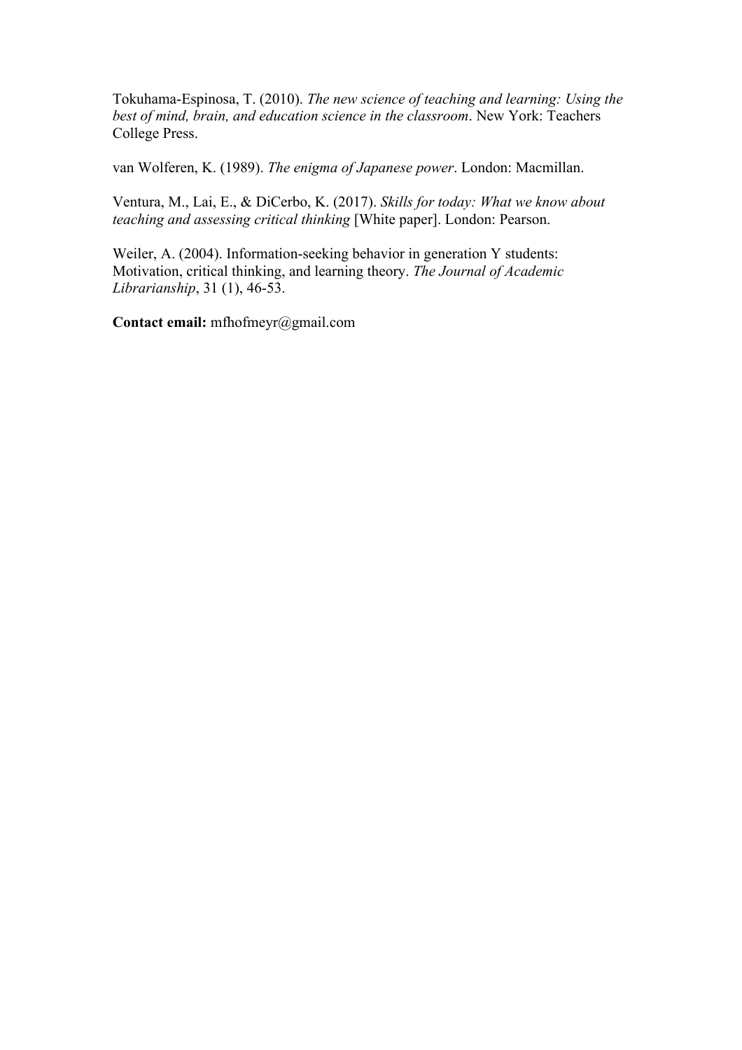Tokuhama-Espinosa, T. (2010). *The new science of teaching and learning: Using the best of mind, brain, and education science in the classroom*. New York: Teachers College Press.

van Wolferen, K. (1989). *The enigma of Japanese power*. London: Macmillan.

Ventura, M., Lai, E., & DiCerbo, K. (2017). *Skills for today: What we know about teaching and assessing critical thinking* [White paper]. London: Pearson.

Weiler, A. (2004). Information-seeking behavior in generation Y students: Motivation, critical thinking, and learning theory. *The Journal of Academic Librarianship*, 31 (1), 46-53.

**Contact email:** mfhofmeyr@gmail.com